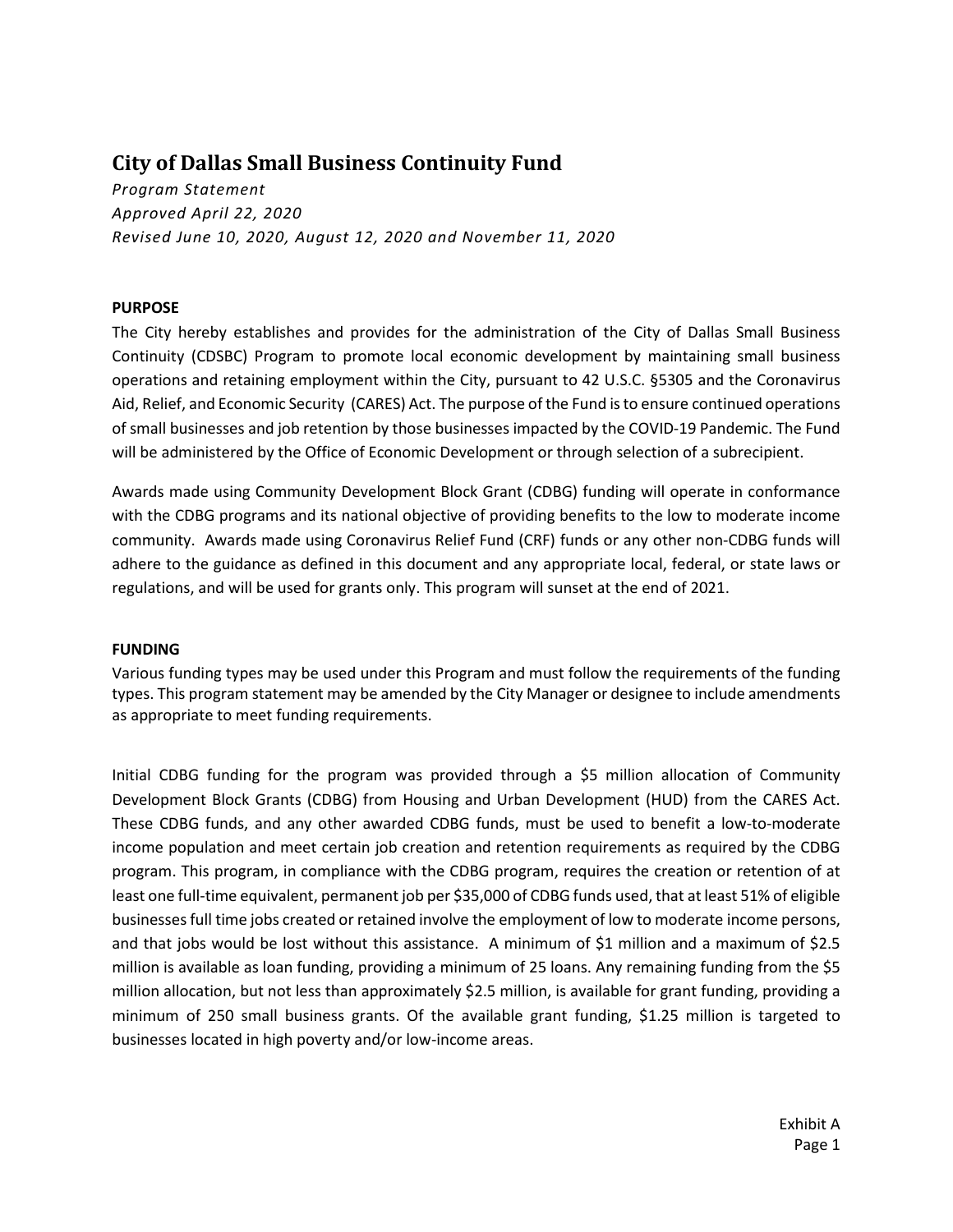# City of Dallas Small Business Continuity Fund

*Program Statement*
*Approved April 22, 2020*
*Revised June 10, 2020, August 12, 2020 and November 11, 2020*

**PURPOSE**

The City hereby establishes and provides for the administration of the City of Dallas Small Business Continuity (CDSBC) Program to promote local economic development by maintaining small business operations and retaining employment within the City, pursuant to 42 U.S.C. §5305 and the Coronavirus Aid, Relief, and Economic Security (CARES) Act. The purpose of the Fund is to ensure continued operations of small businesses and job retention by those businesses impacted by the COVID-19 Pandemic. The Fund will be administered by the Office of Economic Development or through selection of a subrecipient.

Awards made using Community Development Block Grant (CDBG) funding will operate in conformance with the CDBG programs and its national objective of providing benefits to the low to moderate income community. Awards made using Coronavirus Relief Fund (CRF) funds or any other non-CDBG funds will adhere to the guidance as defined in this document and any appropriate local, federal, or state laws or regulations, and will be used for grants only. This program will sunset at the end of 2021.

**FUNDING**

Various funding types may be used under this Program and must follow the requirements of the funding types. This program statement may be amended by the City Manager or designee to include amendments as appropriate to meet funding requirements.

Initial CDBG funding for the program was provided through a $5 million allocation of Community Development Block Grants (CDBG) from Housing and Urban Development (HUD) from the CARES Act. These CDBG funds, and any other awarded CDBG funds, must be used to benefit a low-to-moderate income population and meet certain job creation and retention requirements as required by the CDBG program. This program, in compliance with the CDBG program, requires the creation or retention of at least one full-time equivalent, permanent job per $35,000 of CDBG funds used, that at least 51% of eligible businesses full time jobs created or retained involve the employment of low to moderate income persons, and that jobs would be lost without this assistance. A minimum of $1 million and a maximum of $2.5 million is available as loan funding, providing a minimum of 25 loans. Any remaining funding from the $5 million allocation, but not less than approximately $2.5 million, is available for grant funding, providing a minimum of 250 small business grants. Of the available grant funding, $1.25 million is targeted to businesses located in high poverty and/or low-income areas.

Exhibit A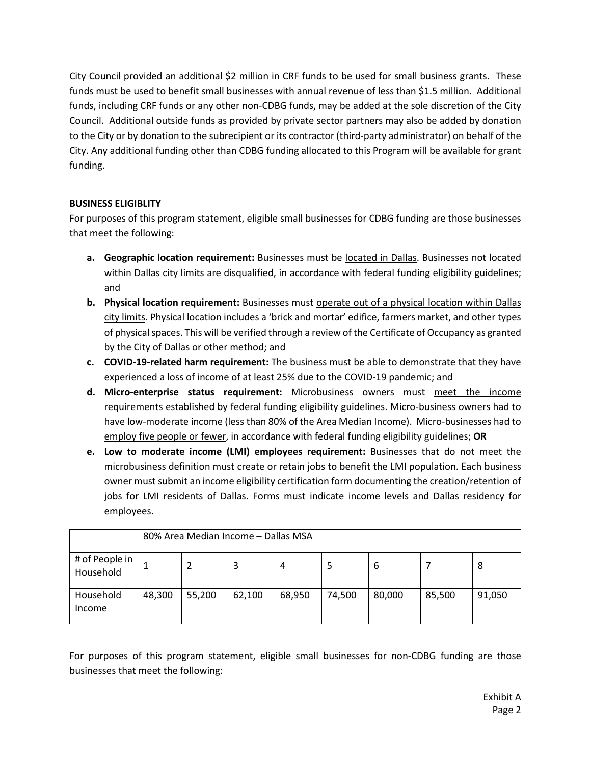City Council provided an additional $2 million in CRF funds to be used for small business grants. These funds must be used to benefit small businesses with annual revenue of less than $1.5 million. Additional funds, including CRF funds or any other non-CDBG funds, may be added at the sole discretion of the City Council. Additional outside funds as provided by private sector partners may also be added by donation to the City or by donation to the subrecipient or its contractor (third-party administrator) on behalf of the City. Any additional funding other than CDBG funding allocated to this Program will be available for grant funding.

**BUSINESS ELIGIBLITY**

For purposes of this program statement, eligible small businesses for CDBG funding are those businesses that meet the following:

a. **Geographic location requirement:** Businesses must be located in Dallas. Businesses not located within Dallas city limits are disqualified, in accordance with federal funding eligibility guidelines; and
b. **Physical location requirement:** Businesses must operate out of a physical location within Dallas city limits. Physical location includes a 'brick and mortar' edifice, farmers market, and other types of physical spaces. This will be verified through a review of the Certificate of Occupancy as granted by the City of Dallas or other method; and
c. **COVID-19-related harm requirement:** The business must be able to demonstrate that they have experienced a loss of income of at least 25% due to the COVID-19 pandemic; and
d. **Micro-enterprise status requirement:** Microbusiness owners must meet the income requirements established by federal funding eligibility guidelines. Micro-business owners had to have low-moderate income (less than 80% of the Area Median Income). Micro-businesses had to employ five people or fewer, in accordance with federal funding eligibility guidelines; **OR**
e. **Low to moderate income (LMI) employees requirement:** Businesses that do not meet the microbusiness definition must create or retain jobs to benefit the LMI population. Each business owner must submit an income eligibility certification form documenting the creation/retention of jobs for LMI residents of Dallas. Forms must indicate income levels and Dallas residency for employees.

| | 80% Area Median Income – Dallas MSA | | | | | | | |
|---|---|---|---|---|---|---|---|---|
| # of People in Household | 1 | 2 | 3 | 4 | 5 | 6 | 7 | 8 |
| Household Income | 48,300 | 55,200 | 62,100 | 68,950 | 74,500 | 80,000 | 85,500 | 91,050 |

For purposes of this program statement, eligible small businesses for non-CDBG funding are those businesses that meet the following: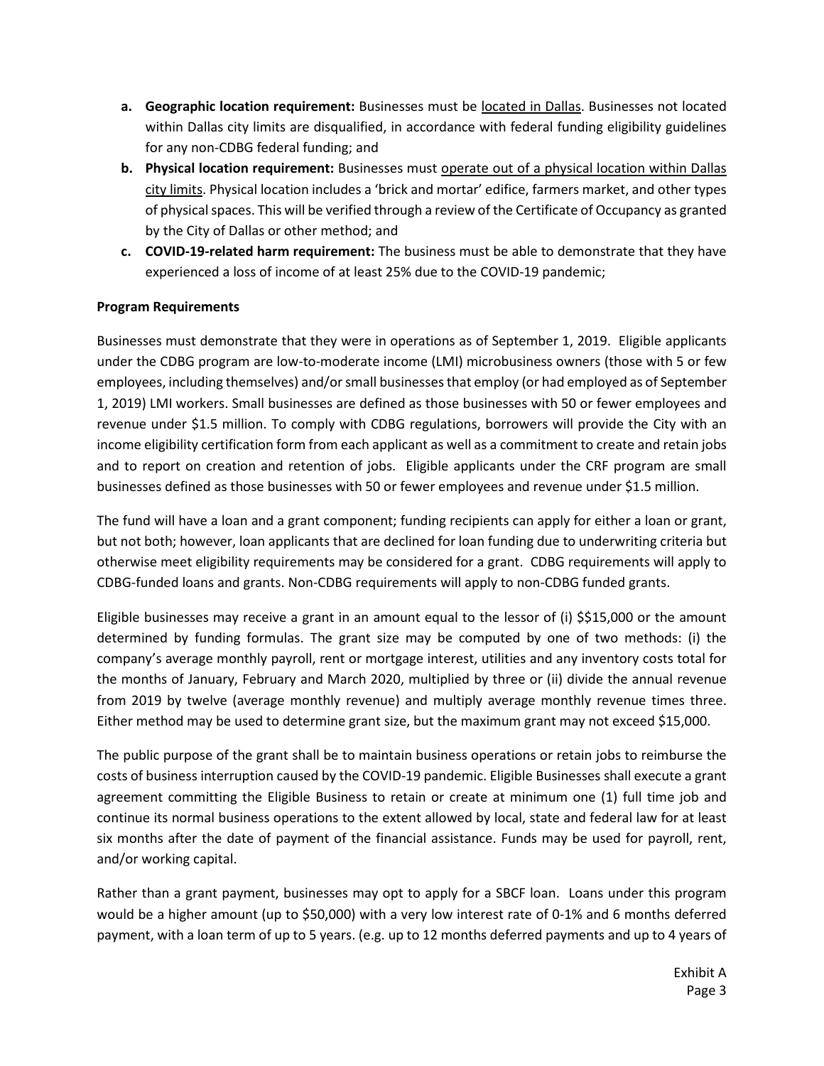- **a. Geographic location requirement:** Businesses must be <u>located in Dallas</u>. Businesses not located within Dallas city limits are disqualified, in accordance with federal funding eligibility guidelines for any non-CDBG federal funding; and
- **b. Physical location requirement:** Businesses must <u>operate out of a physical location within Dallas city limits</u>. Physical location includes a 'brick and mortar' edifice, farmers market, and other types of physical spaces. This will be verified through a review of the Certificate of Occupancy as granted by the City of Dallas or other method; and
- **c. COVID-19-related harm requirement:** The business must be able to demonstrate that they have experienced a loss of income of at least 25% due to the COVID-19 pandemic;

**Program Requirements**

Businesses must demonstrate that they were in operations as of September 1, 2019. Eligible applicants under the CDBG program are low-to-moderate income (LMI) microbusiness owners (those with 5 or few employees, including themselves) and/or small businesses that employ (or had employed as of September 1, 2019) LMI workers. Small businesses are defined as those businesses with 50 or fewer employees and revenue under $1.5 million. To comply with CDBG regulations, borrowers will provide the City with an income eligibility certification form from each applicant as well as a commitment to create and retain jobs and to report on creation and retention of jobs. Eligible applicants under the CRF program are small businesses defined as those businesses with 50 or fewer employees and revenue under $1.5 million.

The fund will have a loan and a grant component; funding recipients can apply for either a loan or grant, but not both; however, loan applicants that are declined for loan funding due to underwriting criteria but otherwise meet eligibility requirements may be considered for a grant. CDBG requirements will apply to CDBG-funded loans and grants. Non-CDBG requirements will apply to non-CDBG funded grants.

Eligible businesses may receive a grant in an amount equal to the lessor of (i) $$15,000 or the amount determined by funding formulas. The grant size may be computed by one of two methods: (i) the company's average monthly payroll, rent or mortgage interest, utilities and any inventory costs total for the months of January, February and March 2020, multiplied by three or (ii) divide the annual revenue from 2019 by twelve (average monthly revenue) and multiply average monthly revenue times three. Either method may be used to determine grant size, but the maximum grant may not exceed $15,000.

The public purpose of the grant shall be to maintain business operations or retain jobs to reimburse the costs of business interruption caused by the COVID-19 pandemic. Eligible Businesses shall execute a grant agreement committing the Eligible Business to retain or create at minimum one (1) full time job and continue its normal business operations to the extent allowed by local, state and federal law for at least six months after the date of payment of the financial assistance. Funds may be used for payroll, rent, and/or working capital.

Rather than a grant payment, businesses may opt to apply for a SBCF loan. Loans under this program would be a higher amount (up to $50,000) with a very low interest rate of 0-1% and 6 months deferred payment, with a loan term of up to 5 years. (e.g. up to 12 months deferred payments and up to 4 years of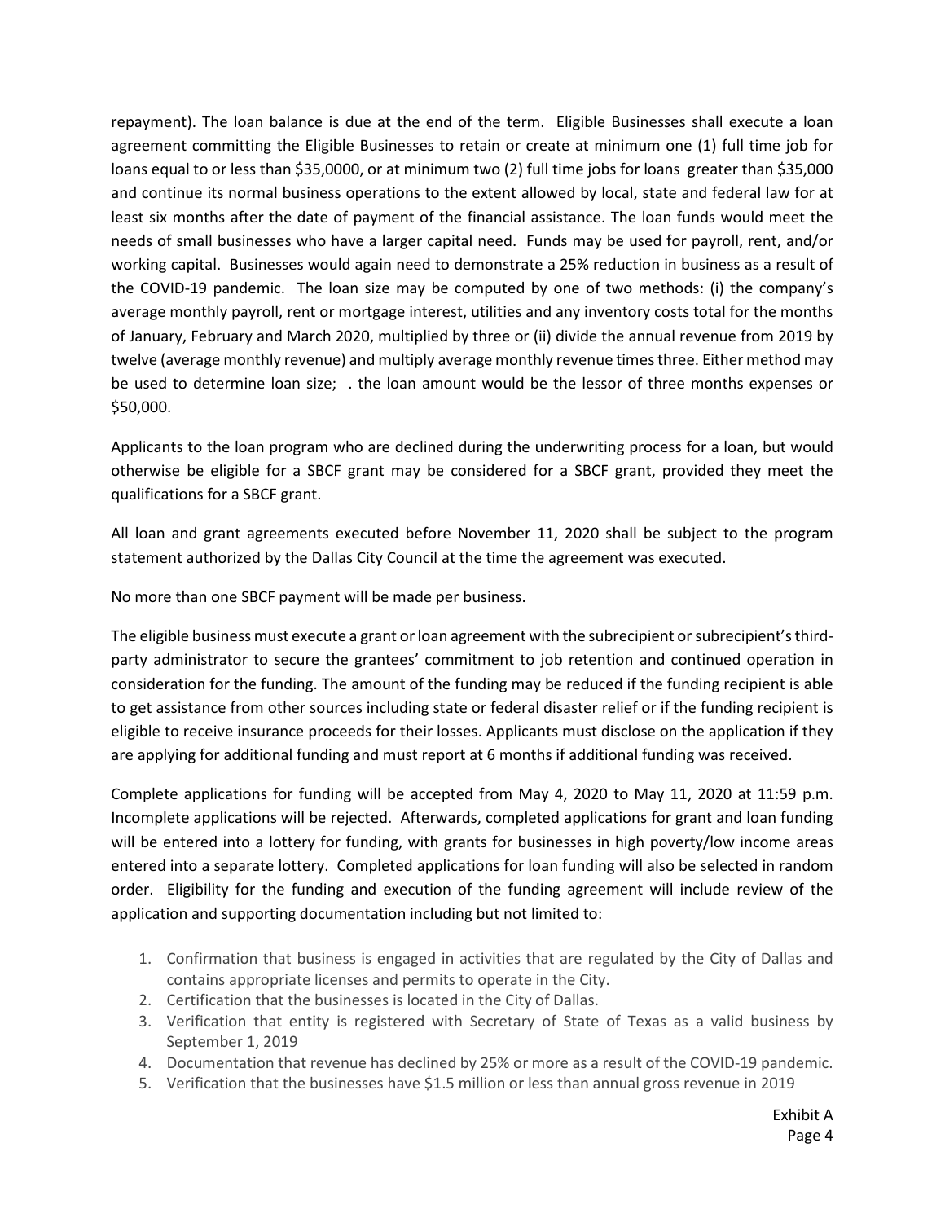repayment). The loan balance is due at the end of the term. Eligible Businesses shall execute a loan agreement committing the Eligible Businesses to retain or create at minimum one (1) full time job for loans equal to or less than $35,0000, or at minimum two (2) full time jobs for loans greater than $35,000 and continue its normal business operations to the extent allowed by local, state and federal law for at least six months after the date of payment of the financial assistance. The loan funds would meet the needs of small businesses who have a larger capital need. Funds may be used for payroll, rent, and/or working capital. Businesses would again need to demonstrate a 25% reduction in business as a result of the COVID-19 pandemic. The loan size may be computed by one of two methods: (i) the company's average monthly payroll, rent or mortgage interest, utilities and any inventory costs total for the months of January, February and March 2020, multiplied by three or (ii) divide the annual revenue from 2019 by twelve (average monthly revenue) and multiply average monthly revenue times three. Either method may be used to determine loan size; . the loan amount would be the lessor of three months expenses or $50,000.

Applicants to the loan program who are declined during the underwriting process for a loan, but would otherwise be eligible for a SBCF grant may be considered for a SBCF grant, provided they meet the qualifications for a SBCF grant.

All loan and grant agreements executed before November 11, 2020 shall be subject to the program statement authorized by the Dallas City Council at the time the agreement was executed.

No more than one SBCF payment will be made per business.

The eligible business must execute a grant or loan agreement with the subrecipient or subrecipient's third-party administrator to secure the grantees' commitment to job retention and continued operation in consideration for the funding. The amount of the funding may be reduced if the funding recipient is able to get assistance from other sources including state or federal disaster relief or if the funding recipient is eligible to receive insurance proceeds for their losses. Applicants must disclose on the application if they are applying for additional funding and must report at 6 months if additional funding was received.

Complete applications for funding will be accepted from May 4, 2020 to May 11, 2020 at 11:59 p.m. Incomplete applications will be rejected. Afterwards, completed applications for grant and loan funding will be entered into a lottery for funding, with grants for businesses in high poverty/low income areas entered into a separate lottery. Completed applications for loan funding will also be selected in random order. Eligibility for the funding and execution of the funding agreement will include review of the application and supporting documentation including but not limited to:

1. Confirmation that business is engaged in activities that are regulated by the City of Dallas and contains appropriate licenses and permits to operate in the City.
2. Certification that the businesses is located in the City of Dallas.
3. Verification that entity is registered with Secretary of State of Texas as a valid business by September 1, 2019
4. Documentation that revenue has declined by 25% or more as a result of the COVID-19 pandemic.
5. Verification that the businesses have $1.5 million or less than annual gross revenue in 2019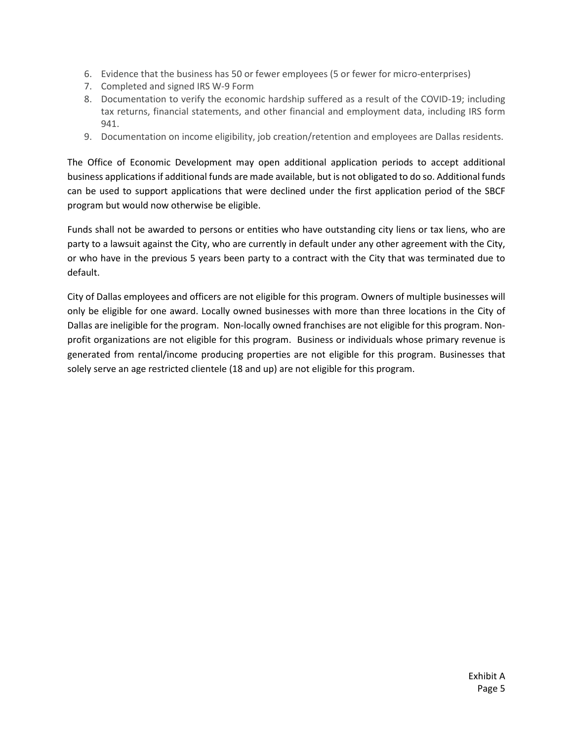6. Evidence that the business has 50 or fewer employees (5 or fewer for micro-enterprises)
7. Completed and signed IRS W-9 Form
8. Documentation to verify the economic hardship suffered as a result of the COVID-19; including tax returns, financial statements, and other financial and employment data, including IRS form 941.
9. Documentation on income eligibility, job creation/retention and employees are Dallas residents.

The Office of Economic Development may open additional application periods to accept additional business applications if additional funds are made available, but is not obligated to do so. Additional funds can be used to support applications that were declined under the first application period of the SBCF program but would now otherwise be eligible.

Funds shall not be awarded to persons or entities who have outstanding city liens or tax liens, who are party to a lawsuit against the City, who are currently in default under any other agreement with the City, or who have in the previous 5 years been party to a contract with the City that was terminated due to default.

City of Dallas employees and officers are not eligible for this program. Owners of multiple businesses will only be eligible for one award. Locally owned businesses with more than three locations in the City of Dallas are ineligible for the program. Non-locally owned franchises are not eligible for this program. Non-profit organizations are not eligible for this program. Business or individuals whose primary revenue is generated from rental/income producing properties are not eligible for this program. Businesses that solely serve an age restricted clientele (18 and up) are not eligible for this program.

Exhibit A